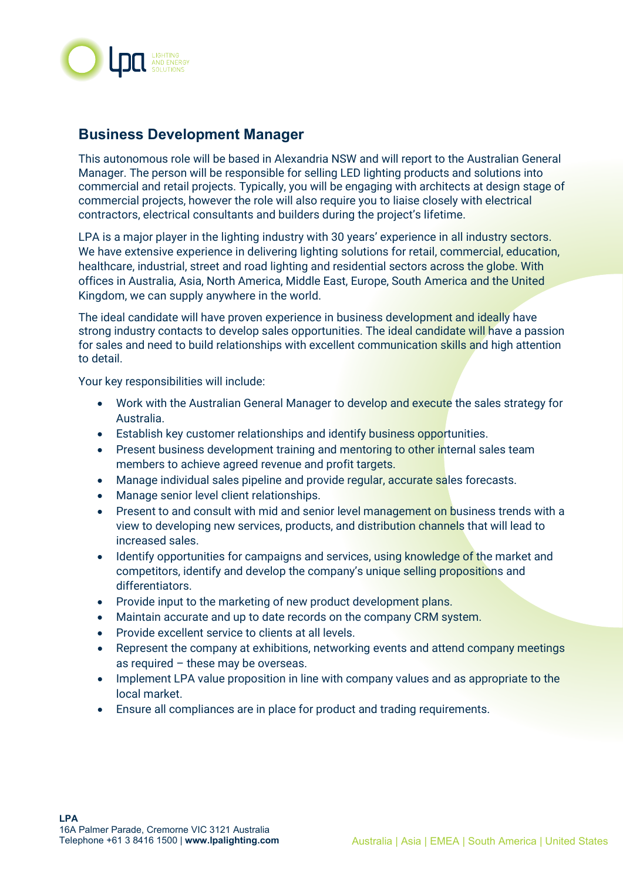## Business Development Manager

This autonomous role will be based in Alexandria NSW and will report to the Australian General Manager. The person will be responsible for selling LED lighting products and solutions into commercial and retail projects. Typically, you will be engaging with architects at design stage of commercial projects, however the role will also require you to liaise closely with electrical contractors, electrical consultants and builders during the project's lifetime.

LPA is a major player in the lighting industry with 30 years' experience in all industry sectors. We have extensive experience in delivering lighting solutions for retail, commercial, education, healthcare, industrial, street and road lighting and residential sectors across the globe. With offices in Australia, Asia, North America, Middle East, Europe, South America and the United Kingdom, we can supply anywhere in the world.

The ideal candidate will have proven experience in business development and ideally have strong industry contacts to develop sales opportunities. The ideal candidate will have a passion for sales and need to build relationships with excellent communication skills and high attention to detail.

Your key responsibilities will include:

- Work with the Australian General Manager to develop and execute the sales strategy for Australia.
- Establish key customer relationships and identify business opportunities.
- Present business development training and mentoring to other internal sales team members to achieve agreed revenue and profit targets.
- Manage individual sales pipeline and provide regular, accurate sales forecasts.
- Manage senior level client relationships.
- Present to and consult with mid and senior level management on business trends with a view to developing new services, products, and distribution channels that will lead to increased sales.
- Identify opportunities for campaigns and services, using knowledge of the market and competitors, identify and develop the company's unique selling propositions and differentiators.
- Provide input to the marketing of new product development plans.
- Maintain accurate and up to date records on the company CRM system.
- Provide excellent service to clients at all levels.
- Represent the company at exhibitions, networking events and attend company meetings as required – these may be overseas.
- Implement LPA value proposition in line with company values and as appropriate to the local market.
- Ensure all compliances are in place for product and trading requirements.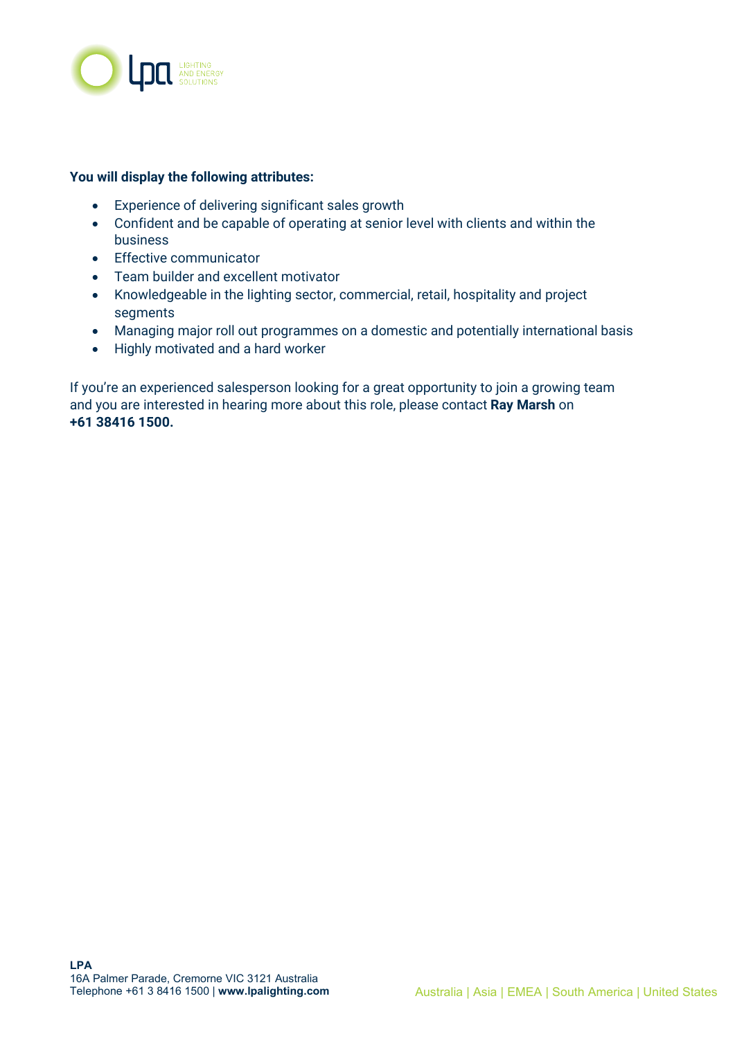**You will display the following attributes:**

- Experience of delivering significant sales growth
- Confident and be capable of operating at senior level with clients and within the business
- Effective communicator
- Team builder and excellent motivator
- Knowledgeable in the lighting sector, commercial, retail, hospitality and project segments
- Managing major roll out programmes on a domestic and potentially international basis
- Highly motivated and a hard worker

If you're an experienced salesperson looking for a great opportunity to join a growing team and you are interested in hearing more about this role, please contact **Ray Marsh** on **+61 38416 1500.**